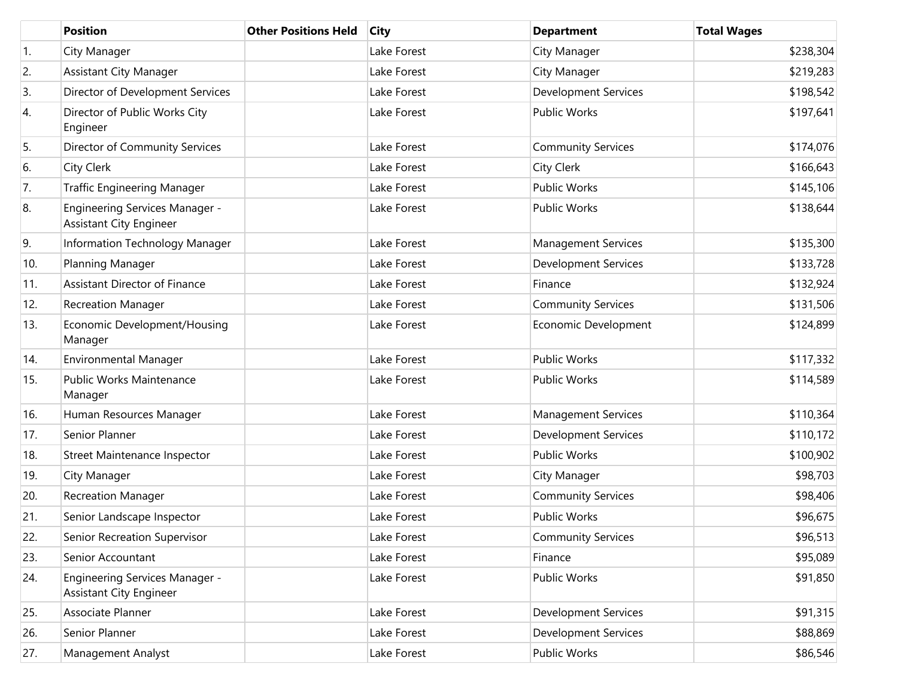| | Position | Other Positions Held | City | Department | Total Wages |
|---|---|---|---|---|---|
| 1. | City Manager | | Lake Forest | City Manager | $238,304 |
| 2. | Assistant City Manager | | Lake Forest | City Manager | $219,283 |
| 3. | Director of Development Services | | Lake Forest | Development Services | $198,542 |
| 4. | Director of Public Works City Engineer | | Lake Forest | Public Works | $197,641 |
| 5. | Director of Community Services | | Lake Forest | Community Services | $174,076 |
| 6. | City Clerk | | Lake Forest | City Clerk | $166,643 |
| 7. | Traffic Engineering Manager | | Lake Forest | Public Works | $145,106 |
| 8. | Engineering Services Manager - Assistant City Engineer | | Lake Forest | Public Works | $138,644 |
| 9. | Information Technology Manager | | Lake Forest | Management Services | $135,300 |
| 10. | Planning Manager | | Lake Forest | Development Services | $133,728 |
| 11. | Assistant Director of Finance | | Lake Forest | Finance | $132,924 |
| 12. | Recreation Manager | | Lake Forest | Community Services | $131,506 |
| 13. | Economic Development/Housing Manager | | Lake Forest | Economic Development | $124,899 |
| 14. | Environmental Manager | | Lake Forest | Public Works | $117,332 |
| 15. | Public Works Maintenance Manager | | Lake Forest | Public Works | $114,589 |
| 16. | Human Resources Manager | | Lake Forest | Management Services | $110,364 |
| 17. | Senior Planner | | Lake Forest | Development Services | $110,172 |
| 18. | Street Maintenance Inspector | | Lake Forest | Public Works | $100,902 |
| 19. | City Manager | | Lake Forest | City Manager | $98,703 |
| 20. | Recreation Manager | | Lake Forest | Community Services | $98,406 |
| 21. | Senior Landscape Inspector | | Lake Forest | Public Works | $96,675 |
| 22. | Senior Recreation Supervisor | | Lake Forest | Community Services | $96,513 |
| 23. | Senior Accountant | | Lake Forest | Finance | $95,089 |
| 24. | Engineering Services Manager - Assistant City Engineer | | Lake Forest | Public Works | $91,850 |
| 25. | Associate Planner | | Lake Forest | Development Services | $91,315 |
| 26. | Senior Planner | | Lake Forest | Development Services | $88,869 |
| 27. | Management Analyst | | Lake Forest | Public Works | $86,546 |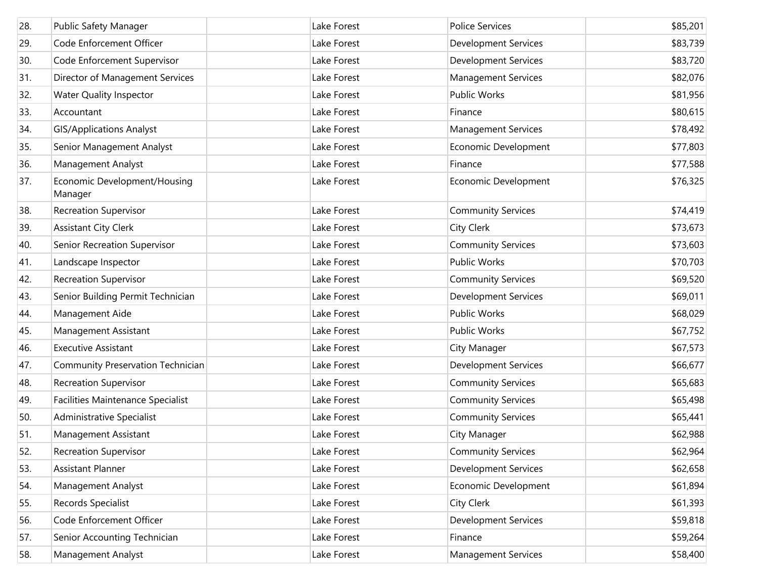| | | | | | |
|---|---|---|---|---|---|
| 28. | Public Safety Manager | | Lake Forest | Police Services | $85,201 |
| 29. | Code Enforcement Officer | | Lake Forest | Development Services | $83,739 |
| 30. | Code Enforcement Supervisor | | Lake Forest | Development Services | $83,720 |
| 31. | Director of Management Services | | Lake Forest | Management Services | $82,076 |
| 32. | Water Quality Inspector | | Lake Forest | Public Works | $81,956 |
| 33. | Accountant | | Lake Forest | Finance | $80,615 |
| 34. | GIS/Applications Analyst | | Lake Forest | Management Services | $78,492 |
| 35. | Senior Management Analyst | | Lake Forest | Economic Development | $77,803 |
| 36. | Management Analyst | | Lake Forest | Finance | $77,588 |
| 37. | Economic Development/Housing Manager | | Lake Forest | Economic Development | $76,325 |
| 38. | Recreation Supervisor | | Lake Forest | Community Services | $74,419 |
| 39. | Assistant City Clerk | | Lake Forest | City Clerk | $73,673 |
| 40. | Senior Recreation Supervisor | | Lake Forest | Community Services | $73,603 |
| 41. | Landscape Inspector | | Lake Forest | Public Works | $70,703 |
| 42. | Recreation Supervisor | | Lake Forest | Community Services | $69,520 |
| 43. | Senior Building Permit Technician | | Lake Forest | Development Services | $69,011 |
| 44. | Management Aide | | Lake Forest | Public Works | $68,029 |
| 45. | Management Assistant | | Lake Forest | Public Works | $67,752 |
| 46. | Executive Assistant | | Lake Forest | City Manager | $67,573 |
| 47. | Community Preservation Technician | | Lake Forest | Development Services | $66,677 |
| 48. | Recreation Supervisor | | Lake Forest | Community Services | $65,683 |
| 49. | Facilities Maintenance Specialist | | Lake Forest | Community Services | $65,498 |
| 50. | Administrative Specialist | | Lake Forest | Community Services | $65,441 |
| 51. | Management Assistant | | Lake Forest | City Manager | $62,988 |
| 52. | Recreation Supervisor | | Lake Forest | Community Services | $62,964 |
| 53. | Assistant Planner | | Lake Forest | Development Services | $62,658 |
| 54. | Management Analyst | | Lake Forest | Economic Development | $61,894 |
| 55. | Records Specialist | | Lake Forest | City Clerk | $61,393 |
| 56. | Code Enforcement Officer | | Lake Forest | Development Services | $59,818 |
| 57. | Senior Accounting Technician | | Lake Forest | Finance | $59,264 |
| 58. | Management Analyst | | Lake Forest | Management Services | $58,400 |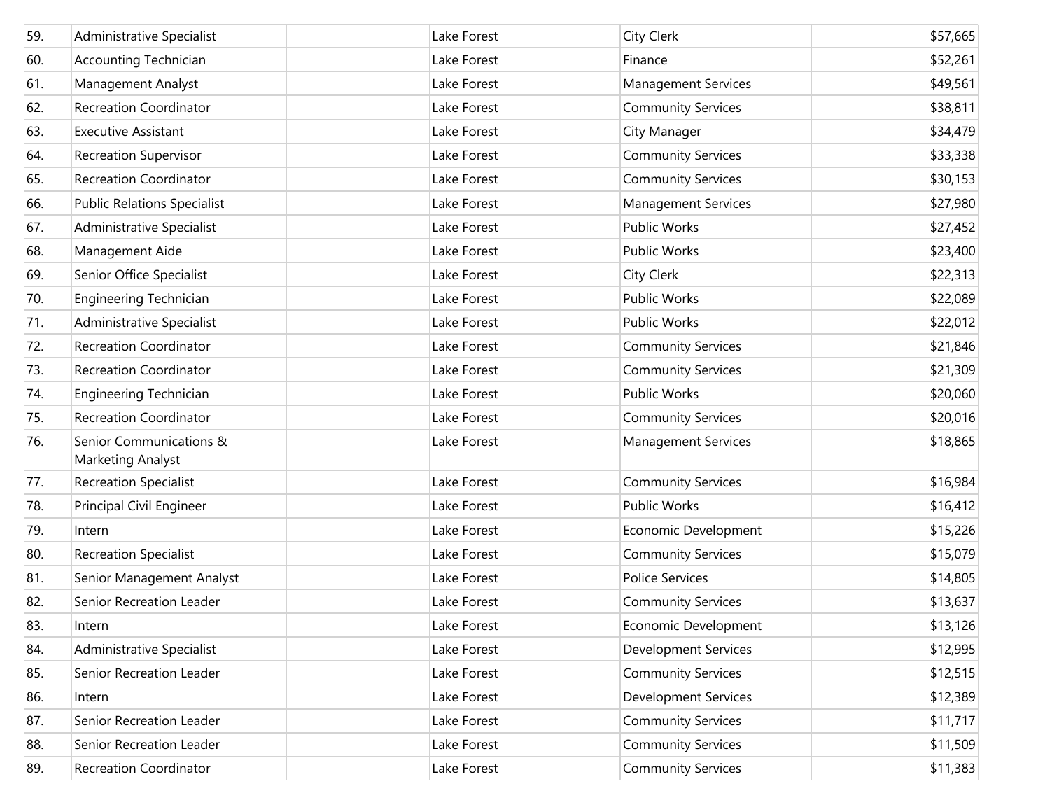| | | | | | |
|---|---|---|---|---|---|
| 59. | Administrative Specialist | | Lake Forest | City Clerk | $57,665 |
| 60. | Accounting Technician | | Lake Forest | Finance | $52,261 |
| 61. | Management Analyst | | Lake Forest | Management Services | $49,561 |
| 62. | Recreation Coordinator | | Lake Forest | Community Services | $38,811 |
| 63. | Executive Assistant | | Lake Forest | City Manager | $34,479 |
| 64. | Recreation Supervisor | | Lake Forest | Community Services | $33,338 |
| 65. | Recreation Coordinator | | Lake Forest | Community Services | $30,153 |
| 66. | Public Relations Specialist | | Lake Forest | Management Services | $27,980 |
| 67. | Administrative Specialist | | Lake Forest | Public Works | $27,452 |
| 68. | Management Aide | | Lake Forest | Public Works | $23,400 |
| 69. | Senior Office Specialist | | Lake Forest | City Clerk | $22,313 |
| 70. | Engineering Technician | | Lake Forest | Public Works | $22,089 |
| 71. | Administrative Specialist | | Lake Forest | Public Works | $22,012 |
| 72. | Recreation Coordinator | | Lake Forest | Community Services | $21,846 |
| 73. | Recreation Coordinator | | Lake Forest | Community Services | $21,309 |
| 74. | Engineering Technician | | Lake Forest | Public Works | $20,060 |
| 75. | Recreation Coordinator | | Lake Forest | Community Services | $20,016 |
| 76. | Senior Communications & Marketing Analyst | | Lake Forest | Management Services | $18,865 |
| 77. | Recreation Specialist | | Lake Forest | Community Services | $16,984 |
| 78. | Principal Civil Engineer | | Lake Forest | Public Works | $16,412 |
| 79. | Intern | | Lake Forest | Economic Development | $15,226 |
| 80. | Recreation Specialist | | Lake Forest | Community Services | $15,079 |
| 81. | Senior Management Analyst | | Lake Forest | Police Services | $14,805 |
| 82. | Senior Recreation Leader | | Lake Forest | Community Services | $13,637 |
| 83. | Intern | | Lake Forest | Economic Development | $13,126 |
| 84. | Administrative Specialist | | Lake Forest | Development Services | $12,995 |
| 85. | Senior Recreation Leader | | Lake Forest | Community Services | $12,515 |
| 86. | Intern | | Lake Forest | Development Services | $12,389 |
| 87. | Senior Recreation Leader | | Lake Forest | Community Services | $11,717 |
| 88. | Senior Recreation Leader | | Lake Forest | Community Services | $11,509 |
| 89. | Recreation Coordinator | | Lake Forest | Community Services | $11,383 |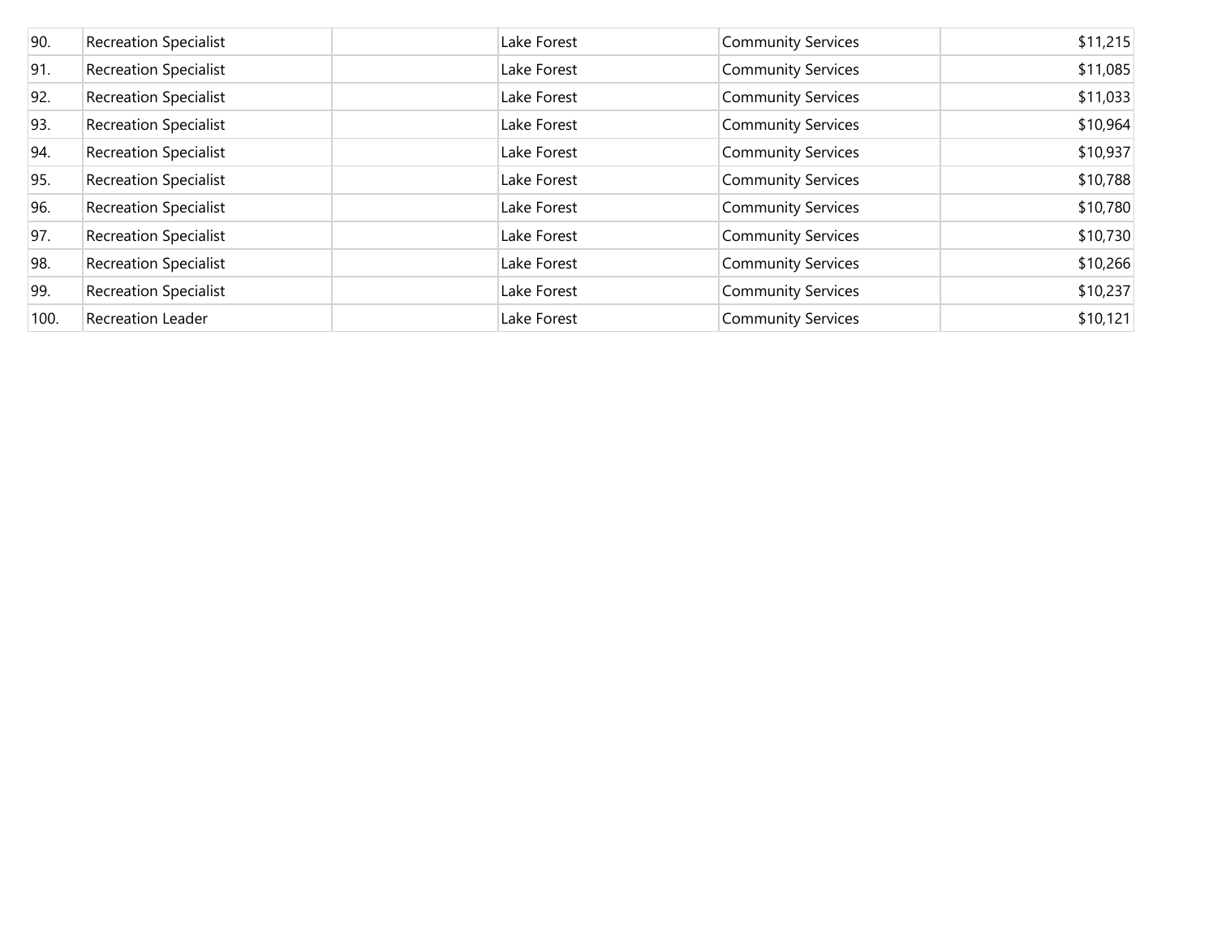| | | | | | |
|---|---|---|---|---|---|
| 90. | Recreation Specialist | | Lake Forest | Community Services | $11,215 |
| 91. | Recreation Specialist | | Lake Forest | Community Services | $11,085 |
| 92. | Recreation Specialist | | Lake Forest | Community Services | $11,033 |
| 93. | Recreation Specialist | | Lake Forest | Community Services | $10,964 |
| 94. | Recreation Specialist | | Lake Forest | Community Services | $10,937 |
| 95. | Recreation Specialist | | Lake Forest | Community Services | $10,788 |
| 96. | Recreation Specialist | | Lake Forest | Community Services | $10,780 |
| 97. | Recreation Specialist | | Lake Forest | Community Services | $10,730 |
| 98. | Recreation Specialist | | Lake Forest | Community Services | $10,266 |
| 99. | Recreation Specialist | | Lake Forest | Community Services | $10,237 |
| 100. | Recreation Leader | | Lake Forest | Community Services | $10,121 |